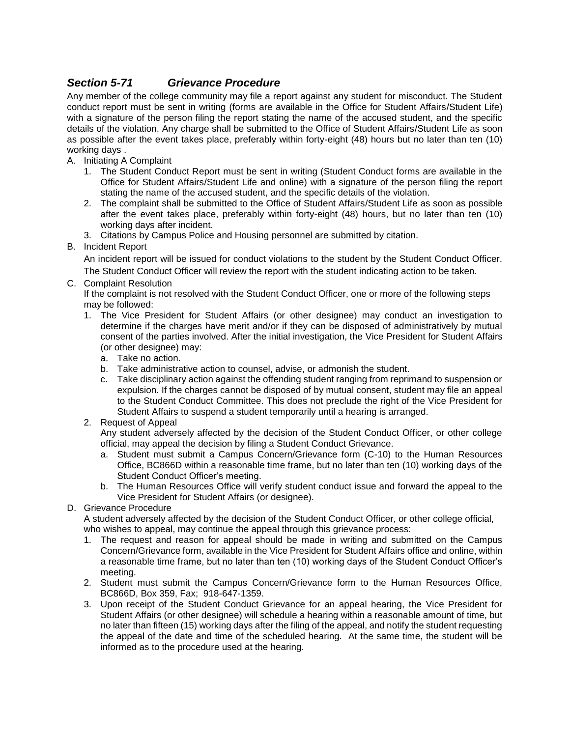## *Section 5-71 Grievance Procedure*

Any member of the college community may file a report against any student for misconduct. The Student conduct report must be sent in writing (forms are available in the Office for Student Affairs/Student Life) with a signature of the person filing the report stating the name of the accused student, and the specific details of the violation. Any charge shall be submitted to the Office of Student Affairs/Student Life as soon as possible after the event takes place, preferably within forty-eight (48) hours but no later than ten (10) working days .

A. Initiating A Complaint
   1. The Student Conduct Report must be sent in writing (Student Conduct forms are available in the Office for Student Affairs/Student Life and online) with a signature of the person filing the report stating the name of the accused student, and the specific details of the violation.
   2. The complaint shall be submitted to the Office of Student Affairs/Student Life as soon as possible after the event takes place, preferably within forty-eight (48) hours, but no later than ten (10) working days after incident.
   3. Citations by Campus Police and Housing personnel are submitted by citation.

B. Incident Report

   An incident report will be issued for conduct violations to the student by the Student Conduct Officer. The Student Conduct Officer will review the report with the student indicating action to be taken.

C. Complaint Resolution

   If the complaint is not resolved with the Student Conduct Officer, one or more of the following steps may be followed:
   1. The Vice President for Student Affairs (or other designee) may conduct an investigation to determine if the charges have merit and/or if they can be disposed of administratively by mutual consent of the parties involved. After the initial investigation, the Vice President for Student Affairs (or other designee) may:
      a. Take no action.
      b. Take administrative action to counsel, advise, or admonish the student.
      c. Take disciplinary action against the offending student ranging from reprimand to suspension or expulsion. If the charges cannot be disposed of by mutual consent, student may file an appeal to the Student Conduct Committee. This does not preclude the right of the Vice President for Student Affairs to suspend a student temporarily until a hearing is arranged.
   2. Request of Appeal

      Any student adversely affected by the decision of the Student Conduct Officer, or other college official, may appeal the decision by filing a Student Conduct Grievance.
      a. Student must submit a Campus Concern/Grievance form (C-10) to the Human Resources Office, BC866D within a reasonable time frame, but no later than ten (10) working days of the Student Conduct Officer's meeting.
      b. The Human Resources Office will verify student conduct issue and forward the appeal to the Vice President for Student Affairs (or designee).

D. Grievance Procedure

   A student adversely affected by the decision of the Student Conduct Officer, or other college official, who wishes to appeal, may continue the appeal through this grievance process:
   1. The request and reason for appeal should be made in writing and submitted on the Campus Concern/Grievance form, available in the Vice President for Student Affairs office and online, within a reasonable time frame, but no later than ten (10) working days of the Student Conduct Officer's meeting.
   2. Student must submit the Campus Concern/Grievance form to the Human Resources Office, BC866D, Box 359, Fax; 918-647-1359.
   3. Upon receipt of the Student Conduct Grievance for an appeal hearing, the Vice President for Student Affairs (or other designee) will schedule a hearing within a reasonable amount of time, but no later than fifteen (15) working days after the filing of the appeal, and notify the student requesting the appeal of the date and time of the scheduled hearing. At the same time, the student will be informed as to the procedure used at the hearing.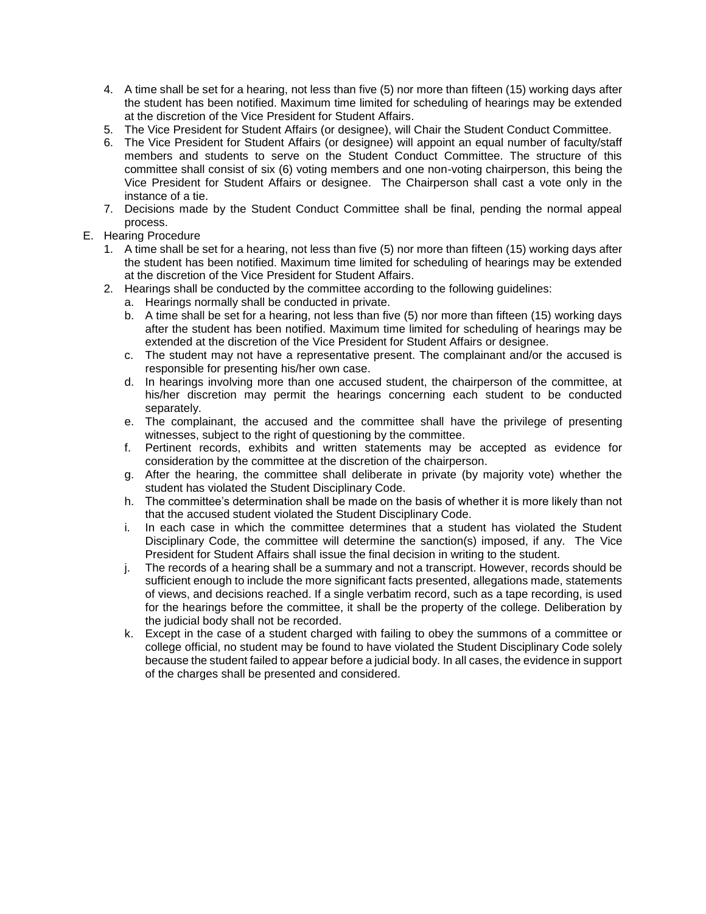4. A time shall be set for a hearing, not less than five (5) nor more than fifteen (15) working days after the student has been notified. Maximum time limited for scheduling of hearings may be extended at the discretion of the Vice President for Student Affairs.
5. The Vice President for Student Affairs (or designee), will Chair the Student Conduct Committee.
6. The Vice President for Student Affairs (or designee) will appoint an equal number of faculty/staff members and students to serve on the Student Conduct Committee. The structure of this committee shall consist of six (6) voting members and one non-voting chairperson, this being the Vice President for Student Affairs or designee. The Chairperson shall cast a vote only in the instance of a tie.
7. Decisions made by the Student Conduct Committee shall be final, pending the normal appeal process.

E. Hearing Procedure
   1. A time shall be set for a hearing, not less than five (5) nor more than fifteen (15) working days after the student has been notified. Maximum time limited for scheduling of hearings may be extended at the discretion of the Vice President for Student Affairs.
   2. Hearings shall be conducted by the committee according to the following guidelines:
      a. Hearings normally shall be conducted in private.
      b. A time shall be set for a hearing, not less than five (5) nor more than fifteen (15) working days after the student has been notified. Maximum time limited for scheduling of hearings may be extended at the discretion of the Vice President for Student Affairs or designee.
      c. The student may not have a representative present. The complainant and/or the accused is responsible for presenting his/her own case.
      d. In hearings involving more than one accused student, the chairperson of the committee, at his/her discretion may permit the hearings concerning each student to be conducted separately.
      e. The complainant, the accused and the committee shall have the privilege of presenting witnesses, subject to the right of questioning by the committee.
      f. Pertinent records, exhibits and written statements may be accepted as evidence for consideration by the committee at the discretion of the chairperson.
      g. After the hearing, the committee shall deliberate in private (by majority vote) whether the student has violated the Student Disciplinary Code.
      h. The committee's determination shall be made on the basis of whether it is more likely than not that the accused student violated the Student Disciplinary Code.
      i. In each case in which the committee determines that a student has violated the Student Disciplinary Code, the committee will determine the sanction(s) imposed, if any. The Vice President for Student Affairs shall issue the final decision in writing to the student.
      j. The records of a hearing shall be a summary and not a transcript. However, records should be sufficient enough to include the more significant facts presented, allegations made, statements of views, and decisions reached. If a single verbatim record, such as a tape recording, is used for the hearings before the committee, it shall be the property of the college. Deliberation by the judicial body shall not be recorded.
      k. Except in the case of a student charged with failing to obey the summons of a committee or college official, no student may be found to have violated the Student Disciplinary Code solely because the student failed to appear before a judicial body. In all cases, the evidence in support of the charges shall be presented and considered.